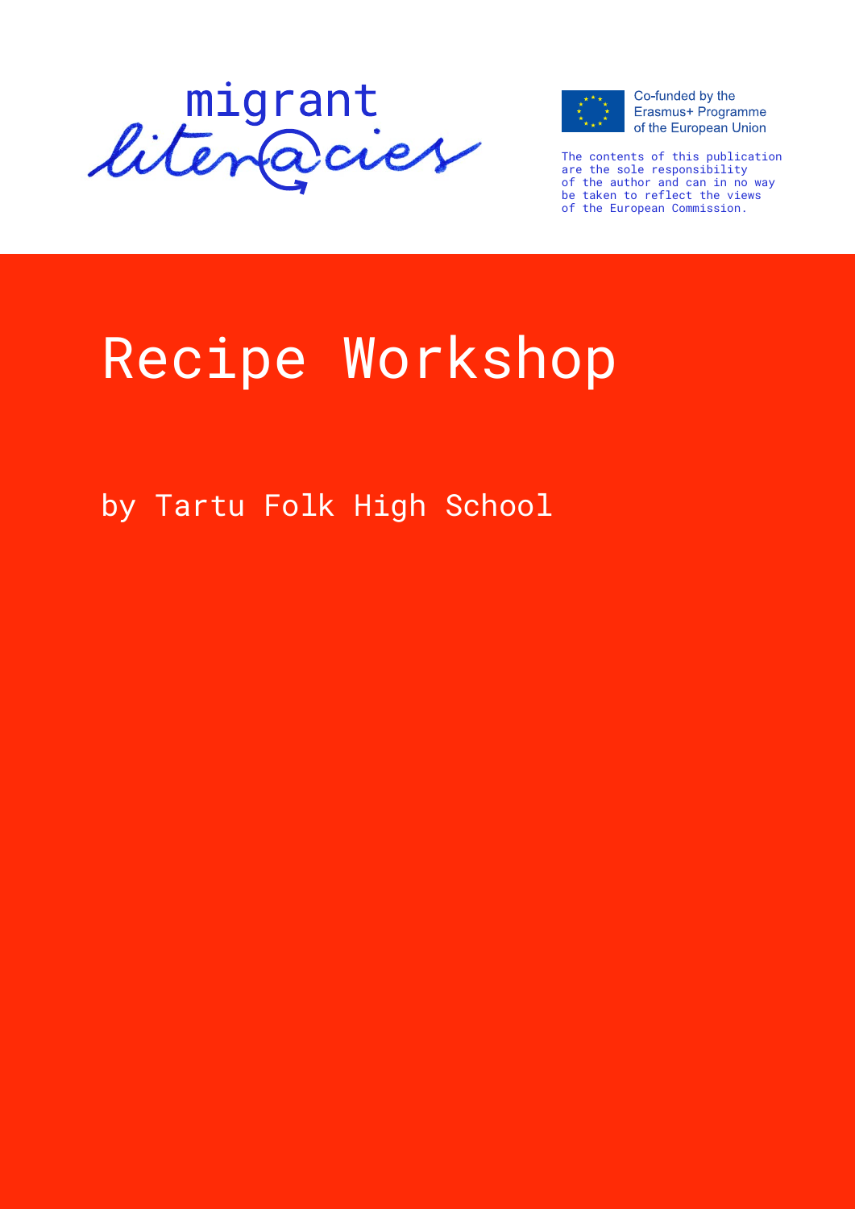migrant literacies

Co-funded by the Erasmus+ Programme of the European Union

The contents of this publication are the sole responsibility of the author and can in no way be taken to reflect the views of the European Commission.

# Recipe Workshop

by Tartu Folk High School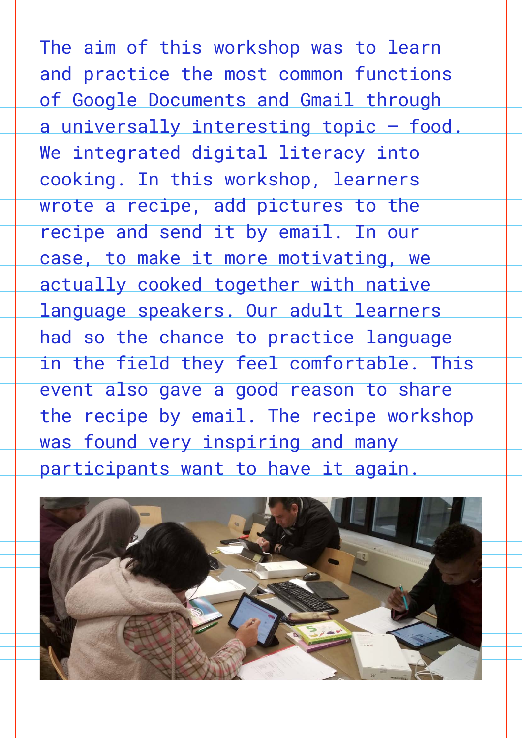The aim of this workshop was to learn and practice the most common functions of Google Documents and Gmail through a universally interesting topic – food. We integrated digital literacy into cooking. In this workshop, learners wrote a recipe, add pictures to the recipe and send it by email. In our case, to make it more motivating, we actually cooked together with native language speakers. Our adult learners had so the chance to practice language in the field they feel comfortable. This event also gave a good reason to share the recipe by email. The recipe workshop was found very inspiring and many participants want to have it again.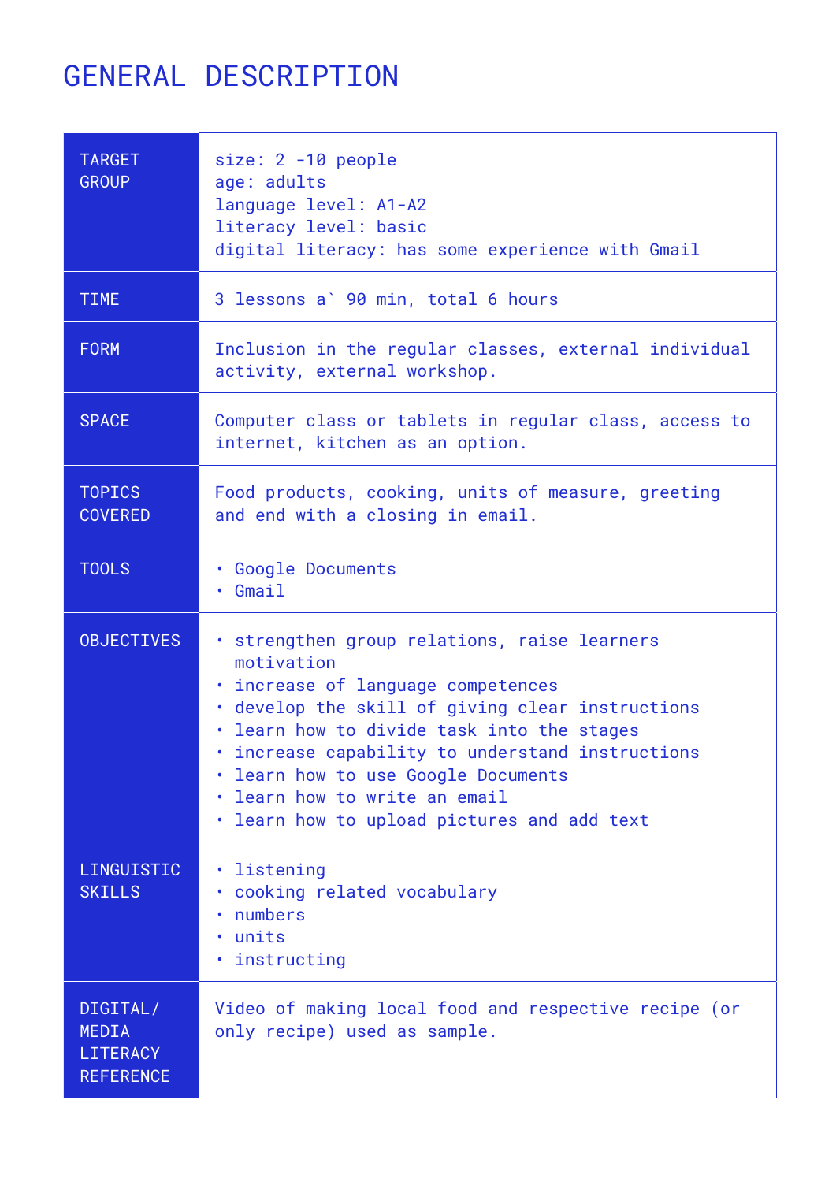# GENERAL DESCRIPTION

| | |
|---|---|
| TARGET GROUP | size: 2 -10 people<br>age: adults<br>language level: A1-A2<br>literacy level: basic<br>digital literacy: has some experience with Gmail |
| TIME | 3 lessons a` 90 min, total 6 hours |
| FORM | Inclusion in the regular classes, external individual activity, external workshop. |
| SPACE | Computer class or tablets in regular class, access to internet, kitchen as an option. |
| TOPICS COVERED | Food products, cooking, units of measure, greeting and end with a closing in email. |
| TOOLS | • Google Documents<br>• Gmail |
| OBJECTIVES | • strengthen group relations, raise learners motivation<br>• increase of language competences<br>• develop the skill of giving clear instructions<br>• learn how to divide task into the stages<br>• increase capability to understand instructions<br>• learn how to use Google Documents<br>• learn how to write an email<br>• learn how to upload pictures and add text |
| LINGUISTIC SKILLS | • listening<br>• cooking related vocabulary<br>• numbers<br>• units<br>• instructing |
| DIGITAL/ MEDIA LITERACY REFERENCE | Video of making local food and respective recipe (or only recipe) used as sample. |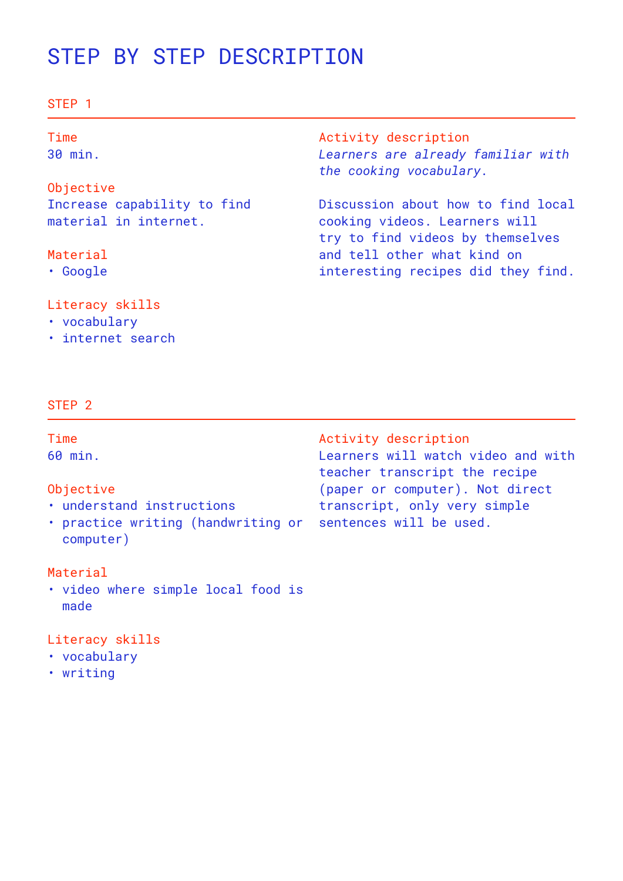# STEP BY STEP DESCRIPTION

## STEP 1

**Time**
30 min.

**Objective**
Increase capability to find material in internet.

**Material**
- Google

**Literacy skills**
- vocabulary
- internet search

**Activity description**
*Learners are already familiar with the cooking vocabulary.*

Discussion about how to find local cooking videos. Learners will try to find videos by themselves and tell other what kind on interesting recipes did they find.

## STEP 2

**Time**
60 min.

**Objective**
- understand instructions
- practice writing (handwriting or computer)

**Material**
- video where simple local food is made

**Literacy skills**
- vocabulary
- writing

**Activity description**
Learners will watch video and with teacher transcript the recipe (paper or computer). Not direct transcript, only very simple sentences will be used.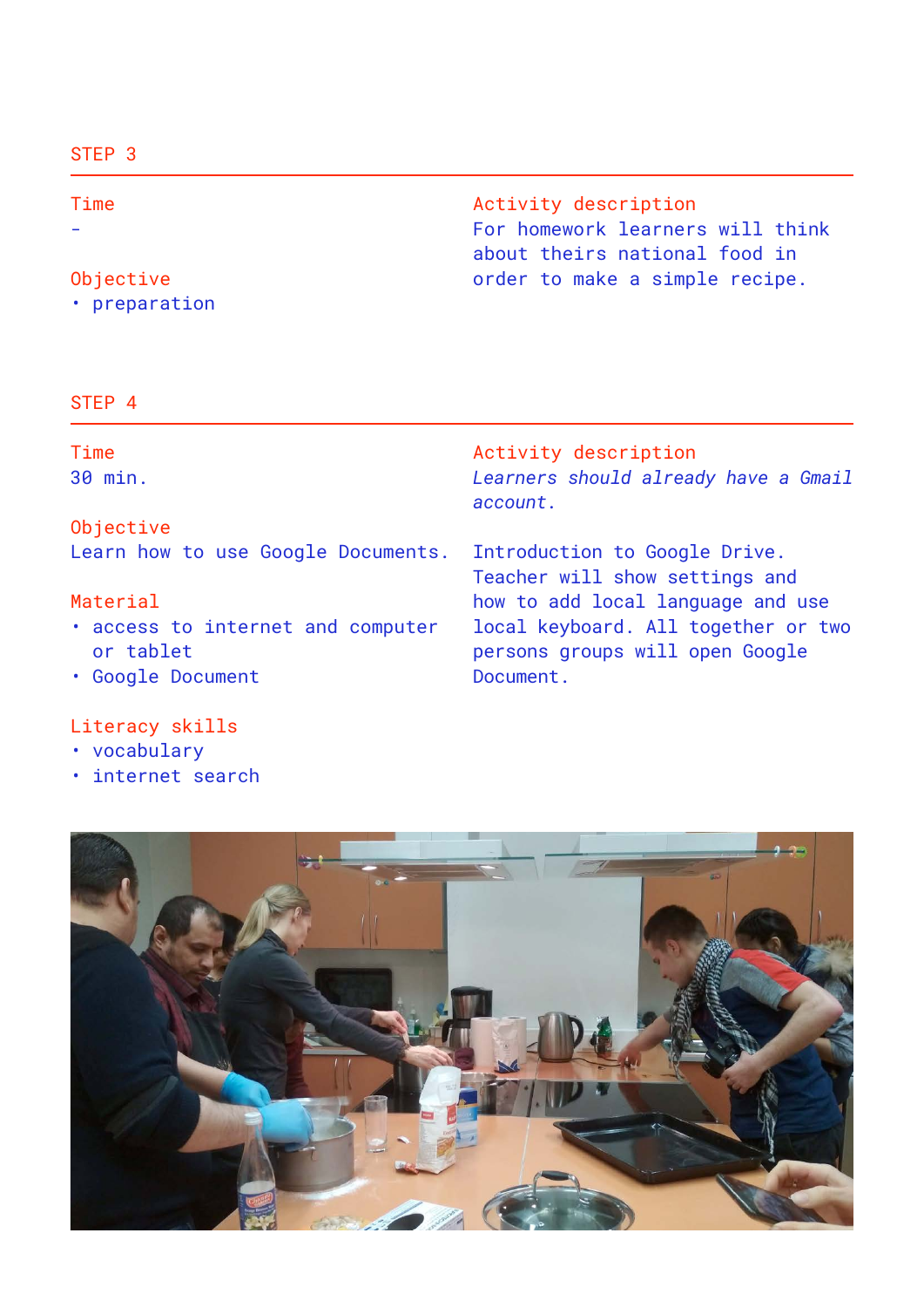## STEP 3

**Time**
-

**Objective**
- preparation

**Activity description**
For homework learners will think about theirs national food in order to make a simple recipe.

## STEP 4

**Time**
30 min.

**Objective**
Learn how to use Google Documents.

**Material**
- access to internet and computer or tablet
- Google Document

**Literacy skills**
- vocabulary
- internet search

**Activity description**
*Learners should already have a Gmail account.*

Introduction to Google Drive. Teacher will show settings and how to add local language and use local keyboard. All together or two persons groups will open Google Document.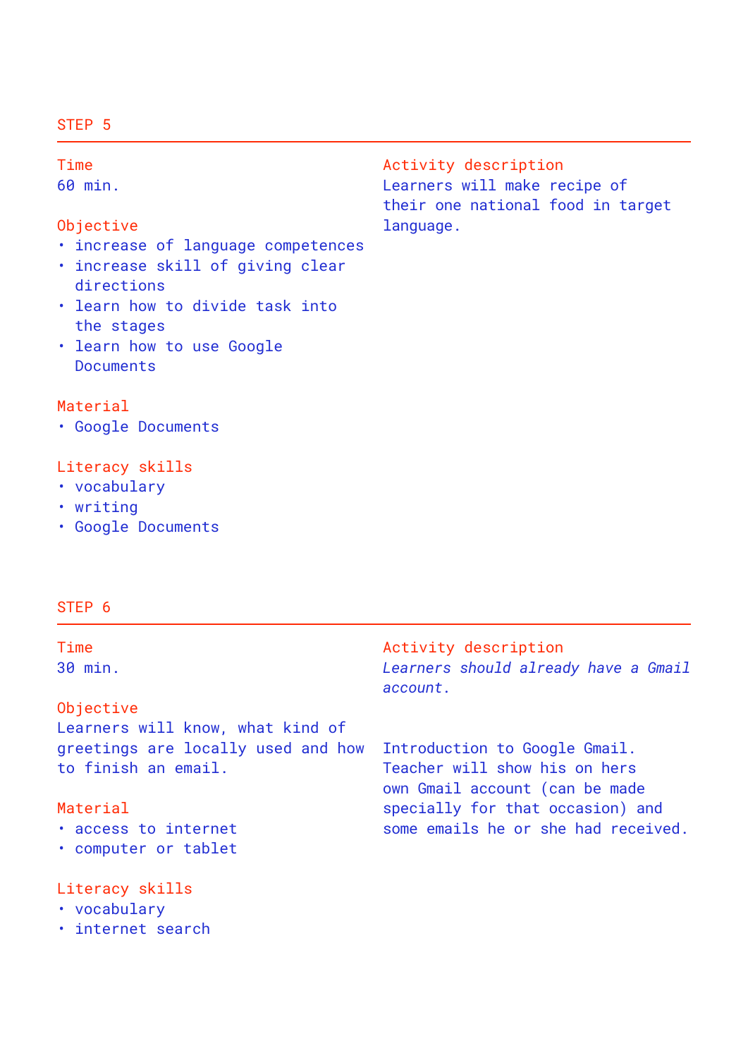## STEP 5

**Time**
60 min.

**Objective**
- increase of language competences
- increase skill of giving clear directions
- learn how to divide task into the stages
- learn how to use Google Documents

**Material**
- Google Documents

**Literacy skills**
- vocabulary
- writing
- Google Documents

**Activity description**
Learners will make recipe of their one national food in target language.

## STEP 6

**Time**
30 min.

**Objective**
Learners will know, what kind of greetings are locally used and how to finish an email.

**Material**
- access to internet
- computer or tablet

**Literacy skills**
- vocabulary
- internet search

**Activity description**
*Learners should already have a Gmail account.*

Introduction to Google Gmail. Teacher will show his on hers own Gmail account (can be made specially for that occasion) and some emails he or she had received.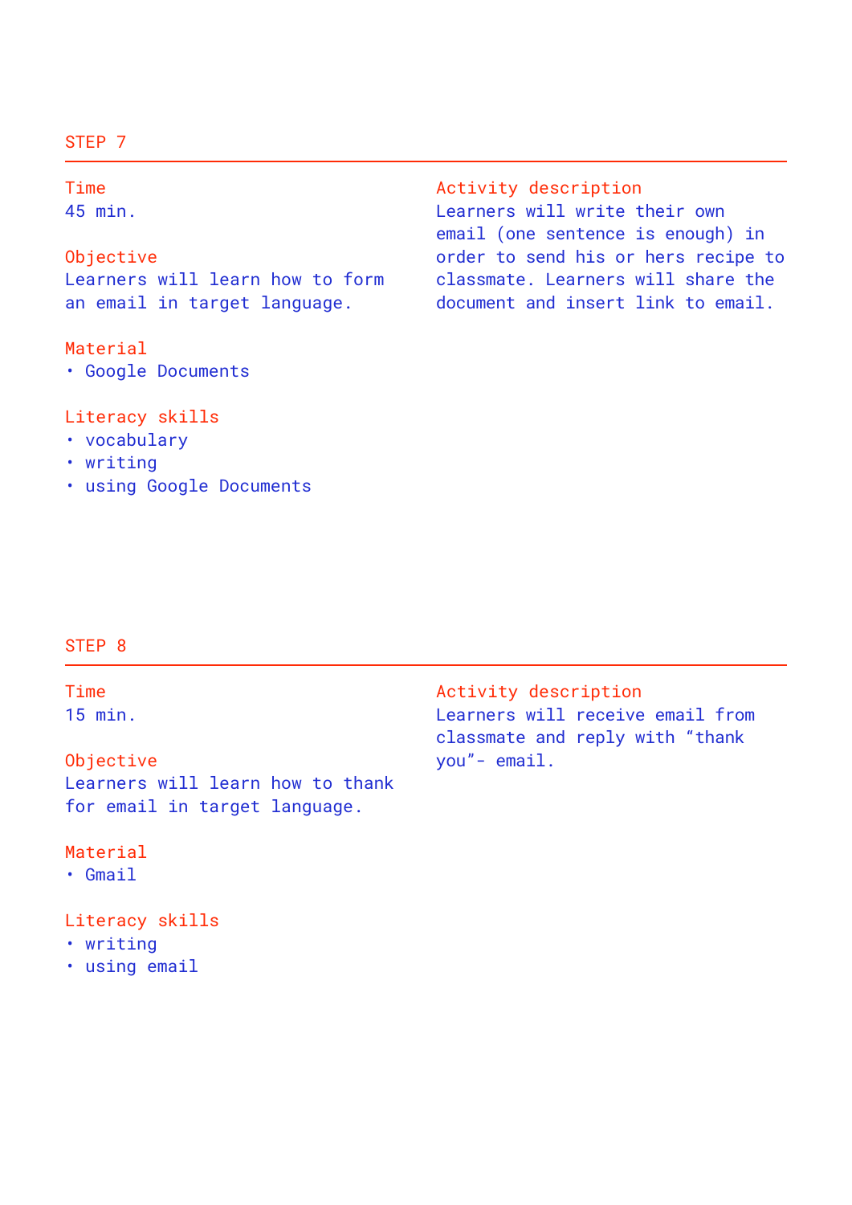## STEP 7

**Time**
45 min.

**Objective**
Learners will learn how to form an email in target language.

**Material**
- Google Documents

**Literacy skills**
- vocabulary
- writing
- using Google Documents

**Activity description**
Learners will write their own email (one sentence is enough) in order to send his or hers recipe to classmate. Learners will share the document and insert link to email.

## STEP 8

**Time**
15 min.

**Objective**
Learners will learn how to thank for email in target language.

**Material**
- Gmail

**Literacy skills**
- writing
- using email

**Activity description**
Learners will receive email from classmate and reply with “thank you”- email.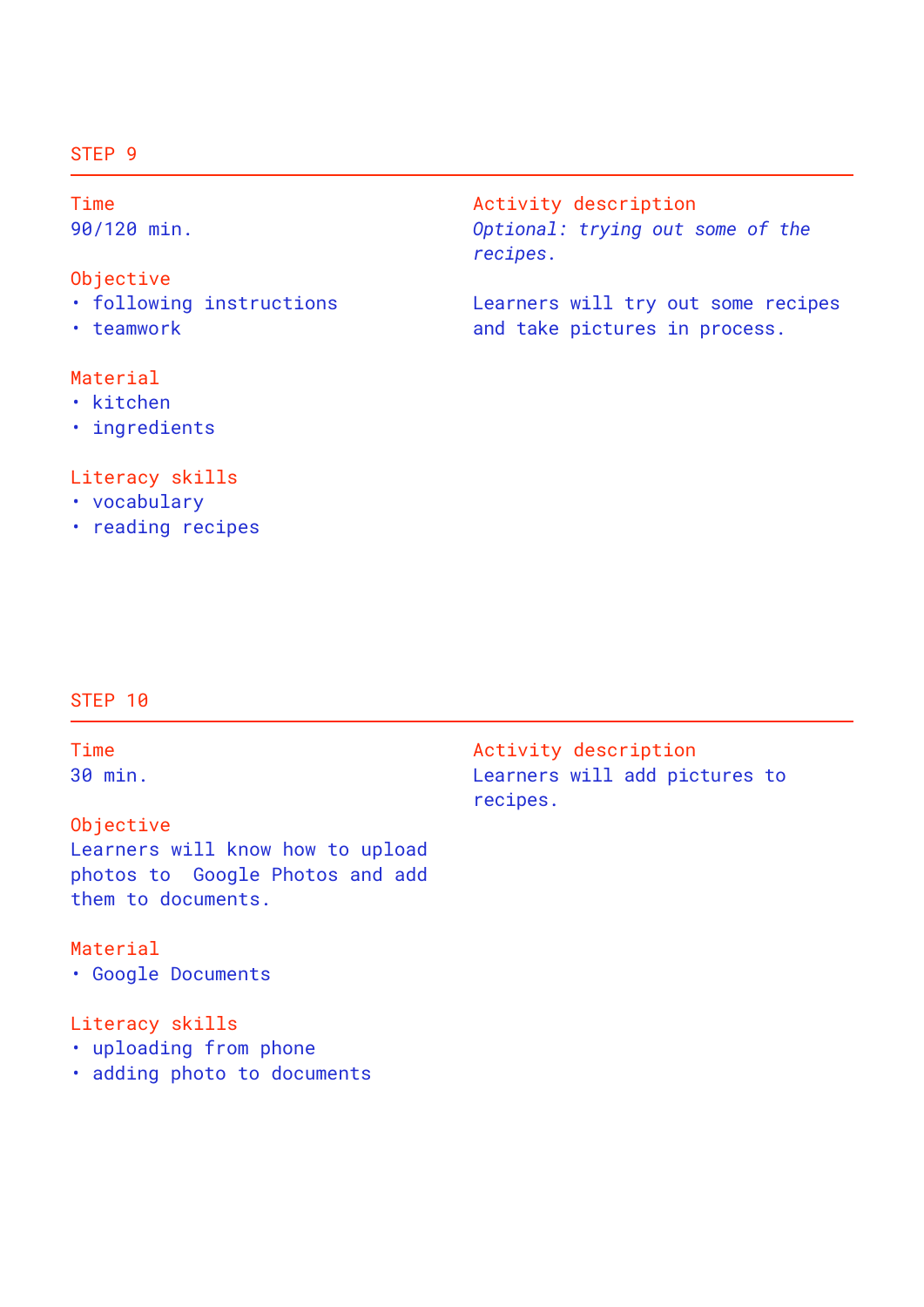## STEP 9

**Time**
90/120 min.

**Objective**
- following instructions
- teamwork

**Material**
- kitchen
- ingredients

**Literacy skills**
- vocabulary
- reading recipes

**Activity description**
*Optional: trying out some of the recipes.*

Learners will try out some recipes and take pictures in process.

## STEP 10

**Time**
30 min.

**Objective**
Learners will know how to upload photos to Google Photos and add them to documents.

**Material**
- Google Documents

**Literacy skills**
- uploading from phone
- adding photo to documents

**Activity description**
Learners will add pictures to recipes.